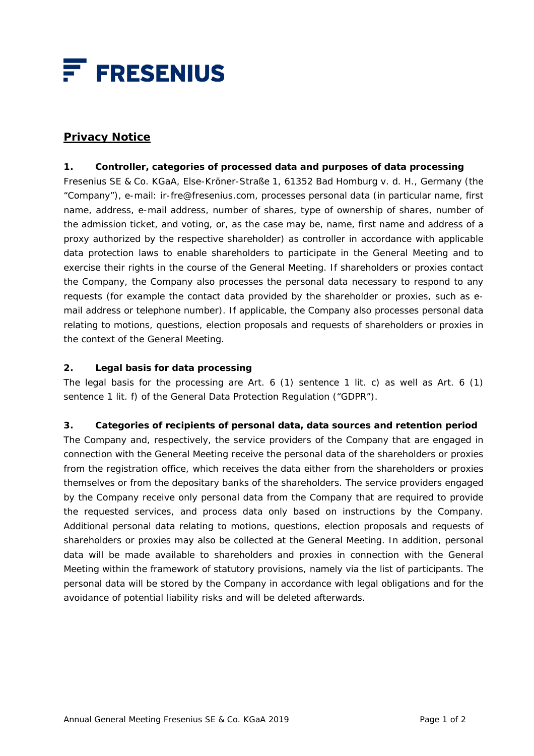FRESENIUS

## Privacy Notice

### 1. Controller, categories of processed data and purposes of data processing

Fresenius SE & Co. KGaA, Else-Kröner-Straße 1, 61352 Bad Homburg v. d. H., Germany (the "Company"), e-mail: ir-fre@fresenius.com, processes personal data (in particular name, first name, address, e-mail address, number of shares, type of ownership of shares, number of the admission ticket, and voting, or, as the case may be, name, first name and address of a proxy authorized by the respective shareholder) as controller in accordance with applicable data protection laws to enable shareholders to participate in the General Meeting and to exercise their rights in the course of the General Meeting. If shareholders or proxies contact the Company, the Company also processes the personal data necessary to respond to any requests (for example the contact data provided by the shareholder or proxies, such as e-mail address or telephone number). If applicable, the Company also processes personal data relating to motions, questions, election proposals and requests of shareholders or proxies in the context of the General Meeting.

### 2. Legal basis for data processing

The legal basis for the processing are Art. 6 (1) sentence 1 lit. c) as well as Art. 6 (1) sentence 1 lit. f) of the General Data Protection Regulation ("GDPR").

### 3. Categories of recipients of personal data, data sources and retention period

The Company and, respectively, the service providers of the Company that are engaged in connection with the General Meeting receive the personal data of the shareholders or proxies from the registration office, which receives the data either from the shareholders or proxies themselves or from the depositary banks of the shareholders. The service providers engaged by the Company receive only personal data from the Company that are required to provide the requested services, and process data only based on instructions by the Company. Additional personal data relating to motions, questions, election proposals and requests of shareholders or proxies may also be collected at the General Meeting. In addition, personal data will be made available to shareholders and proxies in connection with the General Meeting within the framework of statutory provisions, namely via the list of participants. The personal data will be stored by the Company in accordance with legal obligations and for the avoidance of potential liability risks and will be deleted afterwards.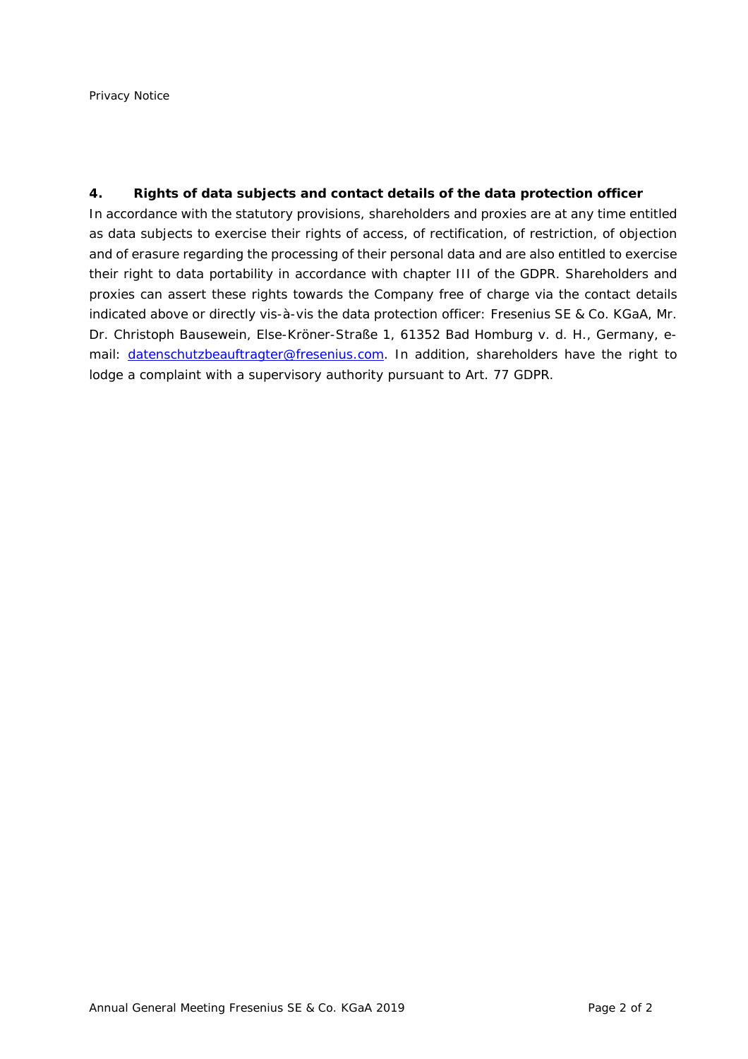## 4. Rights of data subjects and contact details of the data protection officer

In accordance with the statutory provisions, shareholders and proxies are at any time entitled as data subjects to exercise their rights of access, of rectification, of restriction, of objection and of erasure regarding the processing of their personal data and are also entitled to exercise their right to data portability in accordance with chapter III of the GDPR. Shareholders and proxies can assert these rights towards the Company free of charge via the contact details indicated above or directly vis-à-vis the data protection officer: Fresenius SE & Co. KGaA, Mr. Dr. Christoph Bausewein, Else-Kröner-Straße 1, 61352 Bad Homburg v. d. H., Germany, e-mail: datenschutzbeauftragter@fresenius.com. In addition, shareholders have the right to lodge a complaint with a supervisory authority pursuant to Art. 77 GDPR.